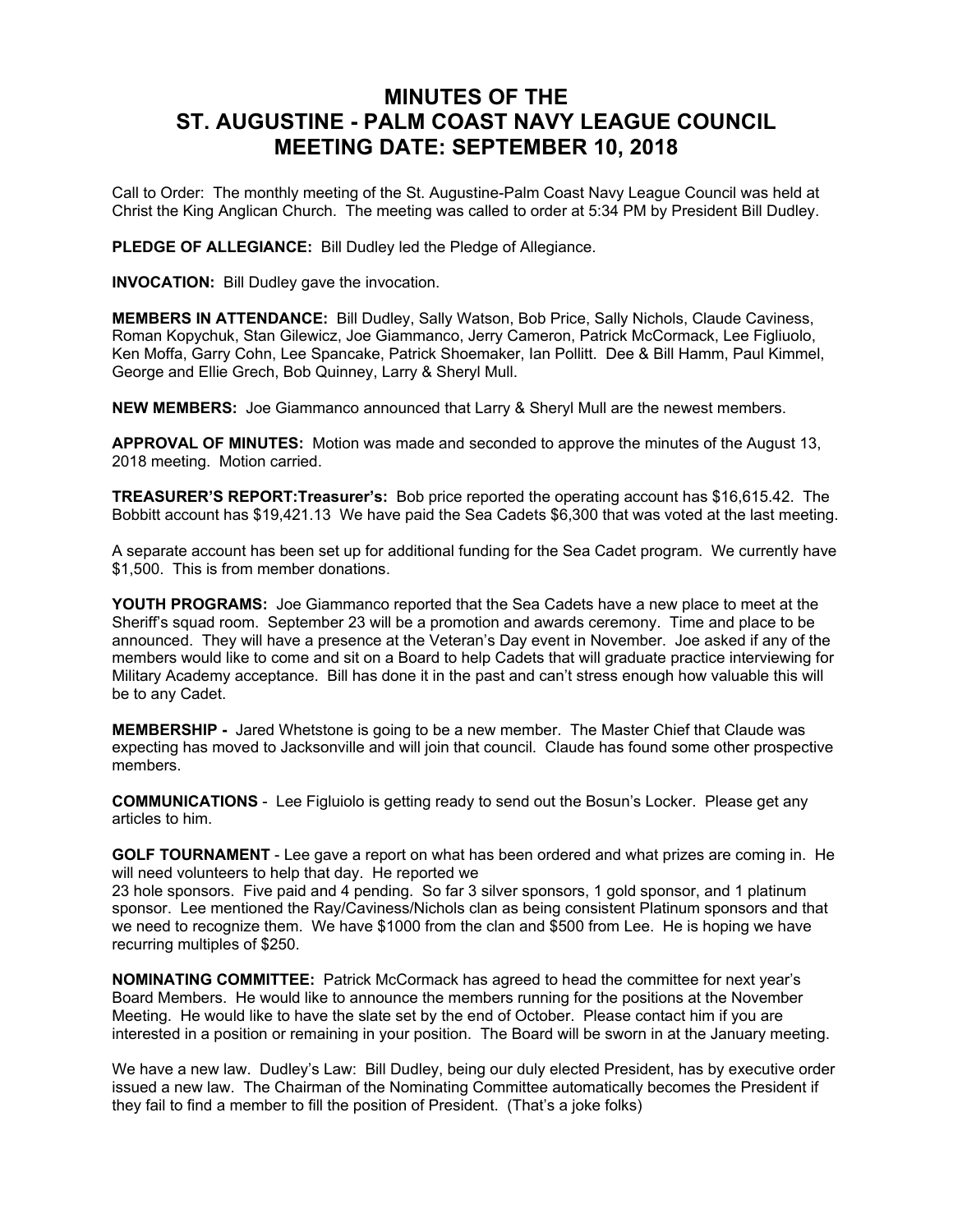# MINUTES OF THE
# ST. AUGUSTINE - PALM COAST NAVY LEAGUE COUNCIL
# MEETING DATE: SEPTEMBER 10, 2018

Call to Order: The monthly meeting of the St. Augustine-Palm Coast Navy League Council was held at Christ the King Anglican Church. The meeting was called to order at 5:34 PM by President Bill Dudley.

**PLEDGE OF ALLEGIANCE:** Bill Dudley led the Pledge of Allegiance.

**INVOCATION:** Bill Dudley gave the invocation.

**MEMBERS IN ATTENDANCE:** Bill Dudley, Sally Watson, Bob Price, Sally Nichols, Claude Caviness, Roman Kopychuk, Stan Gilewicz, Joe Giammanco, Jerry Cameron, Patrick McCormack, Lee Figliuolo, Ken Moffa, Garry Cohn, Lee Spancake, Patrick Shoemaker, Ian Pollitt. Dee & Bill Hamm, Paul Kimmel, George and Ellie Grech, Bob Quinney, Larry & Sheryl Mull.

**NEW MEMBERS:** Joe Giammanco announced that Larry & Sheryl Mull are the newest members.

**APPROVAL OF MINUTES:** Motion was made and seconded to approve the minutes of the August 13, 2018 meeting. Motion carried.

**TREASURER'S REPORT:Treasurer's:** Bob price reported the operating account has $16,615.42. The Bobbitt account has $19,421.13 We have paid the Sea Cadets $6,300 that was voted at the last meeting.

A separate account has been set up for additional funding for the Sea Cadet program. We currently have $1,500. This is from member donations.

**YOUTH PROGRAMS:** Joe Giammanco reported that the Sea Cadets have a new place to meet at the Sheriff's squad room. September 23 will be a promotion and awards ceremony. Time and place to be announced. They will have a presence at the Veteran's Day event in November. Joe asked if any of the members would like to come and sit on a Board to help Cadets that will graduate practice interviewing for Military Academy acceptance. Bill has done it in the past and can't stress enough how valuable this will be to any Cadet.

**MEMBERSHIP -** Jared Whetstone is going to be a new member. The Master Chief that Claude was expecting has moved to Jacksonville and will join that council. Claude has found some other prospective members.

**COMMUNICATIONS** - Lee Figluiolo is getting ready to send out the Bosun's Locker. Please get any articles to him.

**GOLF TOURNAMENT** - Lee gave a report on what has been ordered and what prizes are coming in. He will need volunteers to help that day. He reported we
23 hole sponsors. Five paid and 4 pending. So far 3 silver sponsors, 1 gold sponsor, and 1 platinum sponsor. Lee mentioned the Ray/Caviness/Nichols clan as being consistent Platinum sponsors and that we need to recognize them. We have $1000 from the clan and $500 from Lee. He is hoping we have recurring multiples of $250.

**NOMINATING COMMITTEE:** Patrick McCormack has agreed to head the committee for next year's Board Members. He would like to announce the members running for the positions at the November Meeting. He would like to have the slate set by the end of October. Please contact him if you are interested in a position or remaining in your position. The Board will be sworn in at the January meeting.

We have a new law. Dudley's Law: Bill Dudley, being our duly elected President, has by executive order issued a new law. The Chairman of the Nominating Committee automatically becomes the President if they fail to find a member to fill the position of President. (That's a joke folks)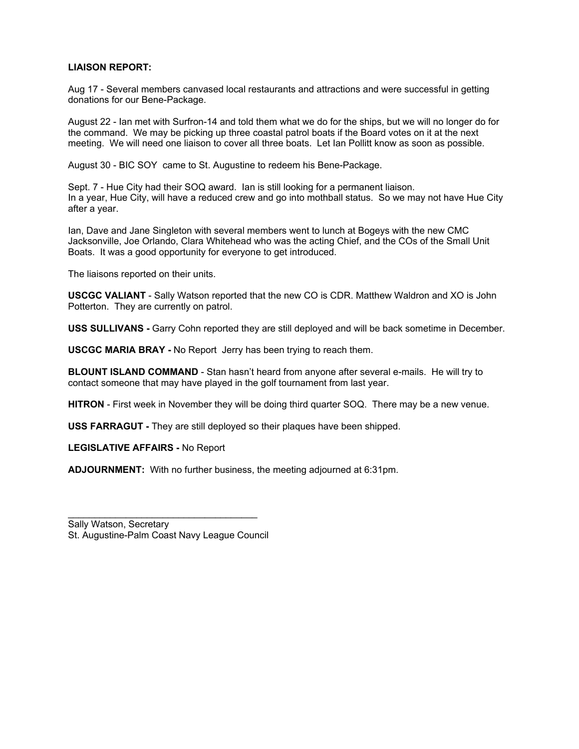**LIAISON REPORT:**

Aug 17 - Several members canvased local restaurants and attractions and were successful in getting donations for our Bene-Package.

August 22 - Ian met with Surfron-14 and told them what we do for the ships, but we will no longer do for the command. We may be picking up three coastal patrol boats if the Board votes on it at the next meeting. We will need one liaison to cover all three boats. Let Ian Pollitt know as soon as possible.

August 30 - BIC SOY came to St. Augustine to redeem his Bene-Package.

Sept. 7 - Hue City had their SOQ award. Ian is still looking for a permanent liaison.
In a year, Hue City, will have a reduced crew and go into mothball status. So we may not have Hue City after a year.

Ian, Dave and Jane Singleton with several members went to lunch at Bogeys with the new CMC Jacksonville, Joe Orlando, Clara Whitehead who was the acting Chief, and the COs of the Small Unit Boats. It was a good opportunity for everyone to get introduced.

The liaisons reported on their units.

**USCGC VALIANT** - Sally Watson reported that the new CO is CDR. Matthew Waldron and XO is John Potterton. They are currently on patrol.

**USS SULLIVANS -** Garry Cohn reported they are still deployed and will be back sometime in December.

**USCGC MARIA BRAY -** No Report Jerry has been trying to reach them.

**BLOUNT ISLAND COMMAND** - Stan hasn't heard from anyone after several e-mails. He will try to contact someone that may have played in the golf tournament from last year.

**HITRON** - First week in November they will be doing third quarter SOQ. There may be a new venue.

**USS FARRAGUT -** They are still deployed so their plaques have been shipped.

**LEGISLATIVE AFFAIRS -** No Report

**ADJOURNMENT:** With no further business, the meeting adjourned at 6:31pm.

_____________________________________

Sally Watson, Secretary
St. Augustine-Palm Coast Navy League Council